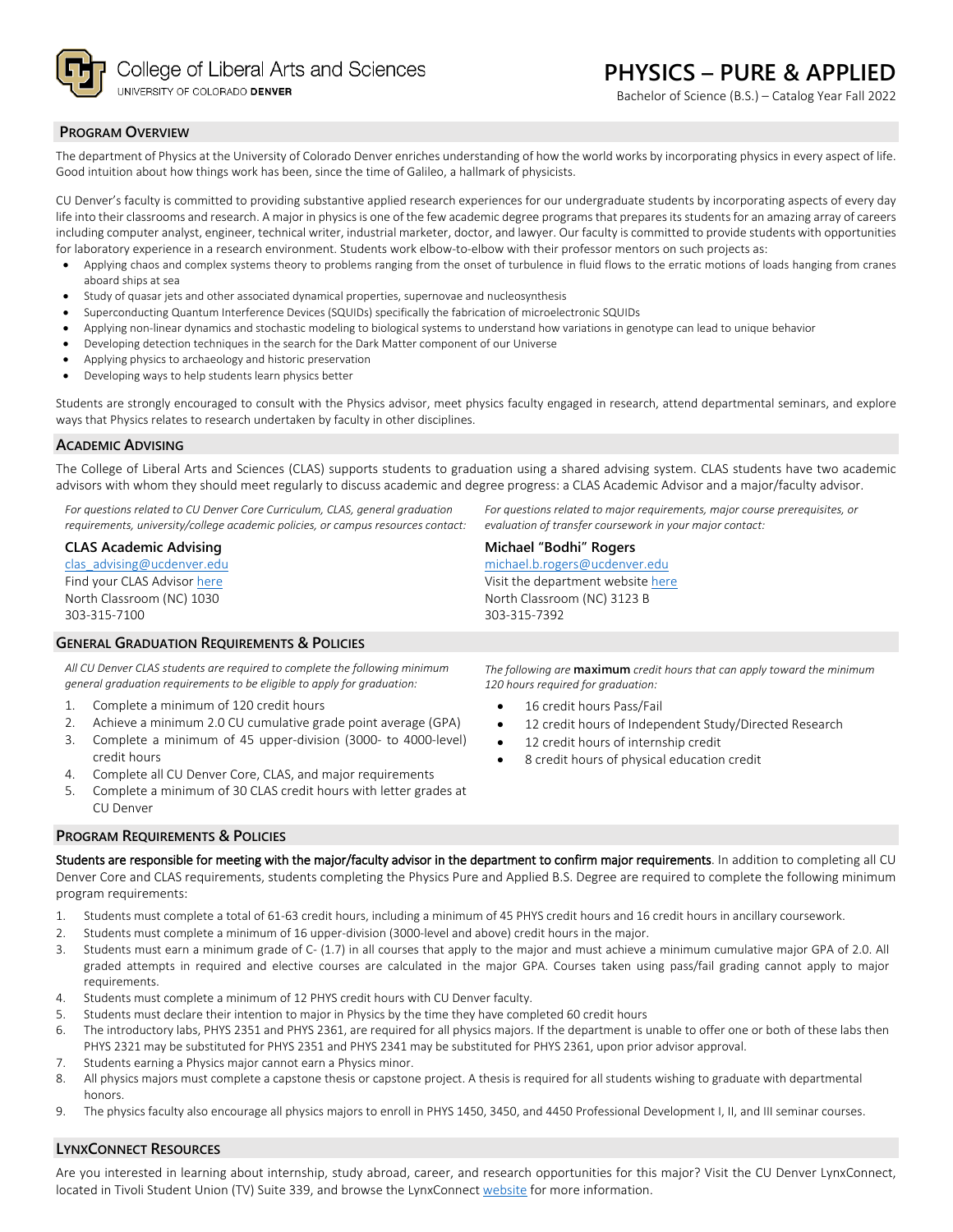College of Liberal Arts and Sciences
UNIVERSITY OF COLORADO DENVER

# PHYSICS – PURE & APPLIED

Bachelor of Science (B.S.) – Catalog Year Fall 2022

## Program Overview

The department of Physics at the University of Colorado Denver enriches understanding of how the world works by incorporating physics in every aspect of life. Good intuition about how things work has been, since the time of Galileo, a hallmark of physicists.

CU Denver's faculty is committed to providing substantive applied research experiences for our undergraduate students by incorporating aspects of every day life into their classrooms and research. A major in physics is one of the few academic degree programs that prepares its students for an amazing array of careers including computer analyst, engineer, technical writer, industrial marketer, doctor, and lawyer. Our faculty is committed to provide students with opportunities for laboratory experience in a research environment. Students work elbow-to-elbow with their professor mentors on such projects as:

- Applying chaos and complex systems theory to problems ranging from the onset of turbulence in fluid flows to the erratic motions of loads hanging from cranes aboard ships at sea
- Study of quasar jets and other associated dynamical properties, supernovae and nucleosynthesis
- Superconducting Quantum Interference Devices (SQUIDs) specifically the fabrication of microelectronic SQUIDs
- Applying non-linear dynamics and stochastic modeling to biological systems to understand how variations in genotype can lead to unique behavior
- Developing detection techniques in the search for the Dark Matter component of our Universe
- Applying physics to archaeology and historic preservation
- Developing ways to help students learn physics better

Students are strongly encouraged to consult with the Physics advisor, meet physics faculty engaged in research, attend departmental seminars, and explore ways that Physics relates to research undertaken by faculty in other disciplines.

## Academic Advising

The College of Liberal Arts and Sciences (CLAS) supports students to graduation using a shared advising system. CLAS students have two academic advisors with whom they should meet regularly to discuss academic and degree progress: a CLAS Academic Advisor and a major/faculty advisor.

*For questions related to CU Denver Core Curriculum, CLAS, general graduation requirements, university/college academic policies, or campus resources contact:*

**CLAS Academic Advising**
clas_advising@ucdenver.edu
Find your CLAS Advisor here
North Classroom (NC) 1030
303-315-7100

*For questions related to major requirements, major course prerequisites, or evaluation of transfer coursework in your major contact:*

**Michael "Bodhi" Rogers**
michael.b.rogers@ucdenver.edu
Visit the department website here
North Classroom (NC) 3123 B
303-315-7392

## General Graduation Requirements & Policies

*All CU Denver CLAS students are required to complete the following minimum general graduation requirements to be eligible to apply for graduation:*

1. Complete a minimum of 120 credit hours
2. Achieve a minimum 2.0 CU cumulative grade point average (GPA)
3. Complete a minimum of 45 upper-division (3000- to 4000-level) credit hours
4. Complete all CU Denver Core, CLAS, and major requirements
5. Complete a minimum of 30 CLAS credit hours with letter grades at CU Denver

*The following are* **maximum** *credit hours that can apply toward the minimum 120 hours required for graduation:*

- 16 credit hours Pass/Fail
- 12 credit hours of Independent Study/Directed Research
- 12 credit hours of internship credit
- 8 credit hours of physical education credit

## Program Requirements & Policies

**Students are responsible for meeting with the major/faculty advisor in the department to confirm major requirements**. In addition to completing all CU Denver Core and CLAS requirements, students completing the Physics Pure and Applied B.S. Degree are required to complete the following minimum program requirements:

1. Students must complete a total of 61-63 credit hours, including a minimum of 45 PHYS credit hours and 16 credit hours in ancillary coursework.
2. Students must complete a minimum of 16 upper-division (3000-level and above) credit hours in the major.
3. Students must earn a minimum grade of C- (1.7) in all courses that apply to the major and must achieve a minimum cumulative major GPA of 2.0. All graded attempts in required and elective courses are calculated in the major GPA. Courses taken using pass/fail grading cannot apply to major requirements.
4. Students must complete a minimum of 12 PHYS credit hours with CU Denver faculty.
5. Students must declare their intention to major in Physics by the time they have completed 60 credit hours
6. The introductory labs, PHYS 2351 and PHYS 2361, are required for all physics majors. If the department is unable to offer one or both of these labs then PHYS 2321 may be substituted for PHYS 2351 and PHYS 2341 may be substituted for PHYS 2361, upon prior advisor approval.
7. Students earning a Physics major cannot earn a Physics minor.
8. All physics majors must complete a capstone thesis or capstone project. A thesis is required for all students wishing to graduate with departmental honors.
9. The physics faculty also encourage all physics majors to enroll in PHYS 1450, 3450, and 4450 Professional Development I, II, and III seminar courses.

## LynxConnect Resources

Are you interested in learning about internship, study abroad, career, and research opportunities for this major? Visit the CU Denver LynxConnect, located in Tivoli Student Union (TV) Suite 339, and browse the LynxConnect website for more information.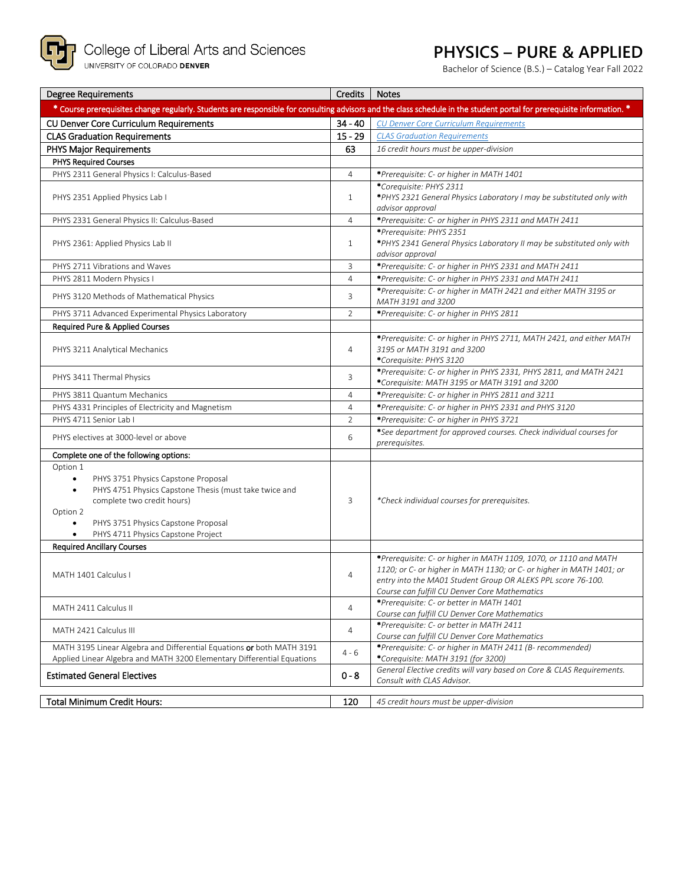College of Liberal Arts and Sciences
UNIVERSITY OF COLORADO **DENVER**

# PHYSICS – PURE & APPLIED

Bachelor of Science (B.S.) – Catalog Year Fall 2022

| Degree Requirements | Credits | Notes |
|---|---|---|
| * Course prerequisites change regularly. Students are responsible for consulting advisors and the class schedule in the student portal for prerequisite information. * | | |
| **CU Denver Core Curriculum Requirements** | **34 - 40** | *CU Denver Core Curriculum Requirements* |
| **CLAS Graduation Requirements** | **15 - 29** | *CLAS Graduation Requirements* |
| **PHYS Major Requirements** | **63** | *16 credit hours must be upper-division* |
| **PHYS Required Courses** | | |
| PHYS 2311 General Physics I: Calculus-Based | 4 | **\***Prerequisite: C- or higher in MATH 1401* |
| PHYS 2351 Applied Physics Lab I | 1 | **\***Corequisite: PHYS 2311*<br>**\***PHYS 2321 General Physics Laboratory I may be substituted only with advisor approval* |
| PHYS 2331 General Physics II: Calculus-Based | 4 | **\***Prerequisite: C- or higher in PHYS 2311 and MATH 2411* |
| PHYS 2361: Applied Physics Lab II | 1 | **\***Prerequisite: PHYS 2351*<br>**\***PHYS 2341 General Physics Laboratory II may be substituted only with advisor approval* |
| PHYS 2711 Vibrations and Waves | 3 | **\***Prerequisite: C- or higher in PHYS 2331 and MATH 2411* |
| PHYS 2811 Modern Physics I | 4 | **\***Prerequisite: C- or higher in PHYS 2331 and MATH 2411* |
| PHYS 3120 Methods of Mathematical Physics | 3 | **\***Prerequisite: C- or higher in MATH 2421 and either MATH 3195 or MATH 3191 and 3200* |
| PHYS 3711 Advanced Experimental Physics Laboratory | 2 | **\***Prerequisite: C- or higher in PHYS 2811* |
| **Required Pure & Applied Courses** | | |
| PHYS 3211 Analytical Mechanics | 4 | **\***Prerequisite: C- or higher in PHYS 2711, MATH 2421, and either MATH 3195 or MATH 3191 and 3200*<br>**\***Corequisite: PHYS 3120* |
| PHYS 3411 Thermal Physics | 3 | **\***Prerequisite: C- or higher in PHYS 2331, PHYS 2811, and MATH 2421*<br>**\***Corequisite: MATH 3195 or MATH 3191 and 3200* |
| PHYS 3811 Quantum Mechanics | 4 | **\***Prerequisite: C- or higher in PHYS 2811 and 3211* |
| PHYS 4331 Principles of Electricity and Magnetism | 4 | **\***Prerequisite: C- or higher in PHYS 2331 and PHYS 3120* |
| PHYS 4711 Senior Lab I | 2 | **\***Prerequisite: C- or higher in PHYS 3721* |
| PHYS electives at 3000-level or above | 6 | **\***See department for approved courses. Check individual courses for prerequisites.* |
| **Complete one of the following options:** | | |
| Option 1<br>• PHYS 3751 Physics Capstone Proposal<br>• PHYS 4751 Physics Capstone Thesis (must take twice and complete two credit hours)<br>Option 2<br>• PHYS 3751 Physics Capstone Proposal<br>• PHYS 4711 Physics Capstone Project | 3 | *\*Check individual courses for prerequisites.* |
| **Required Ancillary Courses** | | |
| MATH 1401 Calculus I | 4 | **\***Prerequisite: C- or higher in MATH 1109, 1070, or 1110 and MATH 1120; or C- or higher in MATH 1130; or C- or higher in MATH 1401; or entry into the MA01 Student Group OR ALEKS PPL score 76-100.*<br>*Course can fulfill CU Denver Core Mathematics* |
| MATH 2411 Calculus II | 4 | **\***Prerequisite: C- or better in MATH 1401*<br>*Course can fulfill CU Denver Core Mathematics* |
| MATH 2421 Calculus III | 4 | **\***Prerequisite: C- or better in MATH 2411*<br>*Course can fulfill CU Denver Core Mathematics* |
| MATH 3195 Linear Algebra and Differential Equations **or** both MATH 3191 Applied Linear Algebra and MATH 3200 Elementary Differential Equations | 4 - 6 | **\***Prerequisite: C- or higher in MATH 2411 (B- recommended)*<br>**\***Corequisite: MATH 3191 (for 3200)* |
| **Estimated General Electives** | **0 - 8** | *General Elective credits will vary based on Core & CLAS Requirements. Consult with CLAS Advisor.* |

| Total Minimum Credit Hours: | 120 | *45 credit hours must be upper-division* |
|---|---|---|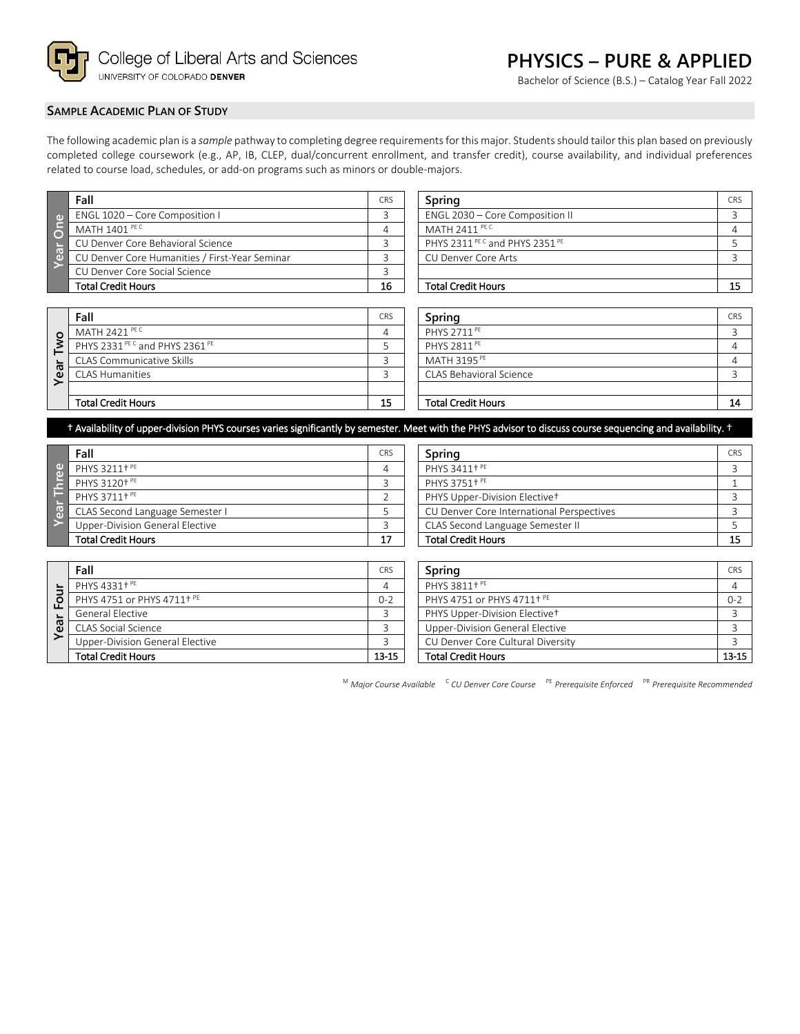College of Liberal Arts and Sciences
UNIVERSITY OF COLORADO DENVER

# PHYSICS – PURE & APPLIED

Bachelor of Science (B.S.) – Catalog Year Fall 2022

## Sample Academic Plan of Study

The following academic plan is a *sample* pathway to completing degree requirements for this major. Students should tailor this plan based on previously completed college coursework (e.g., AP, IB, CLEP, dual/concurrent enrollment, and transfer credit), course availability, and individual preferences related to course load, schedules, or add-on programs such as minors or double-majors.

### Year One

| Fall | CRS | Spring | CRS |
|---|---|---|---|
| ENGL 1020 – Core Composition I | 3 | ENGL 2030 – Core Composition II | 3 |
| MATH 1401 [PE C] | 4 | MATH 2411 [PE C] | 4 |
| CU Denver Core Behavioral Science | 3 | PHYS 2311 [PE C] and PHYS 2351 [PE] | 5 |
| CU Denver Core Humanities / First-Year Seminar | 3 | CU Denver Core Arts | 3 |
| CU Denver Core Social Science | 3 | | |
| **Total Credit Hours** | **16** | **Total Credit Hours** | **15** |

### Year Two

| Fall | CRS | Spring | CRS |
|---|---|---|---|
| MATH 2421 [PE C] | 4 | PHYS 2711 [PE] | 3 |
| PHYS 2331 [PE C] and PHYS 2361 [PE] | 5 | PHYS 2811 [PE] | 4 |
| CLAS Communicative Skills | 3 | MATH 3195 [PE] | 4 |
| CLAS Humanities | 3 | CLAS Behavioral Science | 3 |
| | | | |
| **Total Credit Hours** | **15** | **Total Credit Hours** | **14** |

**† Availability of upper-division PHYS courses varies significantly by semester. Meet with the PHYS advisor to discuss course sequencing and availability. †**

### Year Three

| Fall | CRS | Spring | CRS |
|---|---|---|---|
| PHYS 3211† [PE] | 4 | PHYS 3411† [PE] | 3 |
| PHYS 3120† [PE] | 3 | PHYS 3751† [PE] | 1 |
| PHYS 3711† [PE] | 2 | PHYS Upper-Division Elective† | 3 |
| CLAS Second Language Semester I | 5 | CU Denver Core International Perspectives | 3 |
| Upper-Division General Elective | 3 | CLAS Second Language Semester II | 5 |
| **Total Credit Hours** | **17** | **Total Credit Hours** | **15** |

### Year Four

| Fall | CRS | Spring | CRS |
|---|---|---|---|
| PHYS 4331† [PE] | 4 | PHYS 3811† [PE] | 4 |
| PHYS 4751 or PHYS 4711† [PE] | 0-2 | PHYS 4751 or PHYS 4711† [PE] | 0-2 |
| General Elective | 3 | PHYS Upper-Division Elective† | 3 |
| CLAS Social Science | 3 | Upper-Division General Elective | 3 |
| Upper-Division General Elective | 3 | CU Denver Core Cultural Diversity | 3 |
| **Total Credit Hours** | **13-15** | **Total Credit Hours** | **13-15** |

[M] *Major Course Available* [C] *CU Denver Core Course* [PE] *Prerequisite Enforced* [PR] *Prerequisite Recommended*